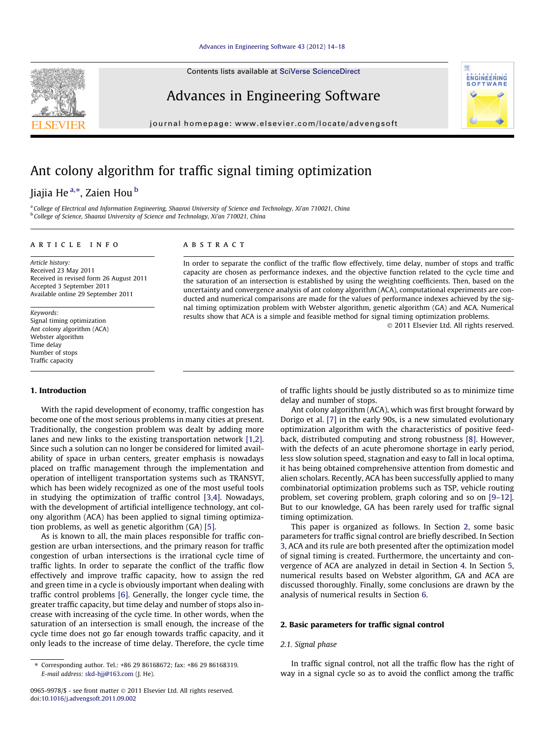Contents lists available at SciVerse ScienceDirect

# Advances in Engineering Software

journal homepage: www.elsevier.com/locate/advengsoft

# Ant colony algorithm for traffic signal timing optimization

Jiajia He [a,*], Zaien Hou [b]

[a] College of Electrical and Information Engineering, Shaanxi University of Science and Technology, Xi'an 710021, China
[b] College of Science, Shaanxi University of Science and Technology, Xi'an 710021, China

**ARTICLE INFO**

*Article history:*
Received 23 May 2011
Received in revised form 26 August 2011
Accepted 3 September 2011
Available online 29 September 2011

*Keywords:*
Signal timing optimization
Ant colony algorithm (ACA)
Webster algorithm
Time delay
Number of stops
Traffic capacity

**ABSTRACT**

In order to separate the conflict of the traffic flow effectively, time delay, number of stops and traffic capacity are chosen as performance indexes, and the objective function related to the cycle time and the saturation of an intersection is established by using the weighting coefficients. Then, based on the uncertainty and convergence analysis of ant colony algorithm (ACA), computational experiments are conducted and numerical comparisons are made for the values of performance indexes achieved by the signal timing optimization problem with Webster algorithm, genetic algorithm (GA) and ACA. Numerical results show that ACA is a simple and feasible method for signal timing optimization problems.

© 2011 Elsevier Ltd. All rights reserved.

## 1. Introduction

With the rapid development of economy, traffic congestion has become one of the most serious problems in many cities at present. Traditionally, the congestion problem was dealt by adding more lanes and new links to the existing transportation network [1,2]. Since such a solution can no longer be considered for limited availability of space in urban centers, greater emphasis is nowadays placed on traffic management through the implementation and operation of intelligent transportation systems such as TRANSYT, which has been widely recognized as one of the most useful tools in studying the optimization of traffic control [3,4]. Nowadays, with the development of artificial intelligence technology, ant colony algorithm (ACA) has been applied to signal timing optimization problems, as well as genetic algorithm (GA) [5].

As is known to all, the main places responsible for traffic congestion are urban intersections, and the primary reason for traffic congestion of urban intersections is the irrational cycle time of traffic lights. In order to separate the conflict of the traffic flow effectively and improve traffic capacity, how to assign the red and green time in a cycle is obviously important when dealing with traffic control problems [6]. Generally, the longer cycle time, the greater traffic capacity, but time delay and number of stops also increase with increasing of the cycle time. In other words, when the saturation of an intersection is small enough, the increase of the cycle time does not go far enough towards traffic capacity, and it only leads to the increase of time delay. Therefore, the cycle time of traffic lights should be justly distributed so as to minimize time delay and number of stops.

Ant colony algorithm (ACA), which was first brought forward by Dorigo et al. [7] in the early 90s, is a new simulated evolutionary optimization algorithm with the characteristics of positive feedback, distributed computing and strong robustness [8]. However, with the defects of an acute pheromone shortage in early period, less slow solution speed, stagnation and easy to fall in local optima, it has being obtained comprehensive attention from domestic and alien scholars. Recently, ACA has been successfully applied to many combinatorial optimization problems such as TSP, vehicle routing problem, set covering problem, graph coloring and so on [9–12]. But to our knowledge, GA has been rarely used for traffic signal timing optimization.

This paper is organized as follows. In Section 2, some basic parameters for traffic signal control are briefly described. In Section 3, ACA and its rule are both presented after the optimization model of signal timing is created. Furthermore, the uncertainty and convergence of ACA are analyzed in detail in Section 4. In Section 5, numerical results based on Webster algorithm, GA and ACA are discussed thoroughly. Finally, some conclusions are drawn by the analysis of numerical results in Section 6.

## 2. Basic parameters for traffic signal control

### 2.1. Signal phase

In traffic signal control, not all the traffic flow has the right of way in a signal cycle so as to avoid the conflict among the traffic

* Corresponding author. Tel.: +86 29 86168672; fax: +86 29 86168319.
*E-mail address:* skd-hjj@163.com (J. He).

0965-9978/$ - see front matter © 2011 Elsevier Ltd. All rights reserved.
doi:10.1016/j.advengsoft.2011.09.002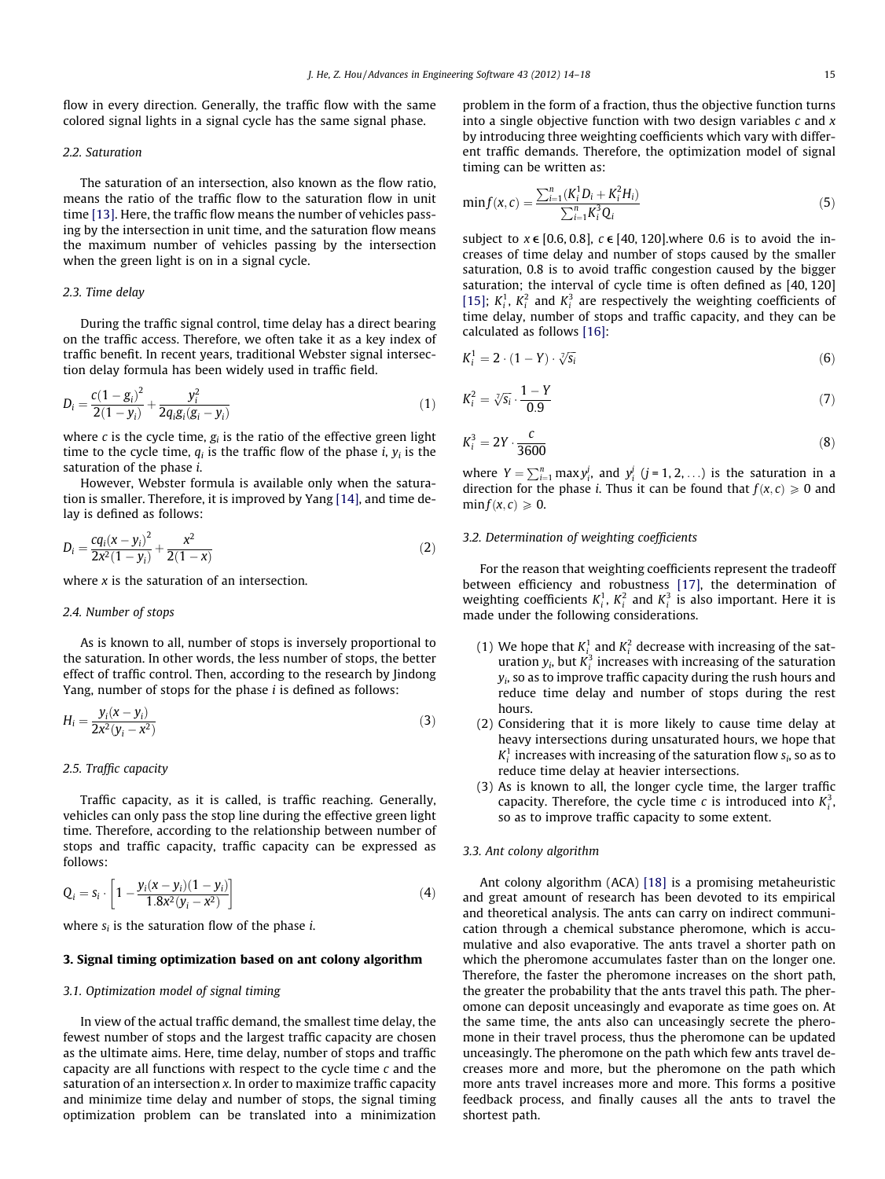flow in every direction. Generally, the traffic flow with the same colored signal lights in a signal cycle has the same signal phase.

### 2.2. Saturation

The saturation of an intersection, also known as the flow ratio, means the ratio of the traffic flow to the saturation flow in unit time [13]. Here, the traffic flow means the number of vehicles passing by the intersection in unit time, and the saturation flow means the maximum number of vehicles passing by the intersection when the green light is on in a signal cycle.

### 2.3. Time delay

During the traffic signal control, time delay has a direct bearing on the traffic access. Therefore, we often take it as a key index of traffic benefit. In recent years, traditional Webster signal intersection delay formula has been widely used in traffic field.

$$D_i = \frac{c(1-g_i)^2}{2(1-y_i)} + \frac{y_i^2}{2q_i g_i (g_i - y_i)} \tag{1}$$

where $c$ is the cycle time, $g_i$ is the ratio of the effective green light time to the cycle time, $q_i$ is the traffic flow of the phase $i$, $y_i$ is the saturation of the phase $i$.

However, Webster formula is available only when the saturation is smaller. Therefore, it is improved by Yang [14], and time delay is defined as follows:

$$D_i = \frac{cq_i(x-y_i)^2}{2x^2(1-y_i)} + \frac{x^2}{2(1-x)} \tag{2}$$

where $x$ is the saturation of an intersection.

### 2.4. Number of stops

As is known to all, number of stops is inversely proportional to the saturation. In other words, the less number of stops, the better effect of traffic control. Then, according to the research by Jindong Yang, number of stops for the phase $i$ is defined as follows:

$$H_i = \frac{y_i(x-y_i)}{2x^2(y_i - x^2)} \tag{3}$$

### 2.5. Traffic capacity

Traffic capacity, as it is called, is traffic reaching. Generally, vehicles can only pass the stop line during the effective green light time. Therefore, according to the relationship between number of stops and traffic capacity, traffic capacity can be expressed as follows:

$$Q_i = s_i \cdot \left[1 - \frac{y_i(x-y_i)(1-y_i)}{1.8x^2(y_i - x^2)}\right] \tag{4}$$

where $s_i$ is the saturation flow of the phase $i$.

## 3. Signal timing optimization based on ant colony algorithm

### 3.1. Optimization model of signal timing

In view of the actual traffic demand, the smallest time delay, the fewest number of stops and the largest traffic capacity are chosen as the ultimate aims. Here, time delay, number of stops and traffic capacity are all functions with respect to the cycle time $c$ and the saturation of an intersection $x$. In order to maximize traffic capacity and minimize time delay and number of stops, the signal timing optimization problem can be translated into a minimization problem in the form of a fraction, thus the objective function turns into a single objective function with two design variables $c$ and $x$ by introducing three weighting coefficients which vary with different traffic demands. Therefore, the optimization model of signal timing can be written as:

$$\min f(x,c) = \frac{\sum_{i=1}^{n}(K_i^1 D_i + K_i^2 H_i)}{\sum_{i=1}^{n} K_i^3 Q_i} \tag{5}$$

subject to $x \in [0.6, 0.8]$, $c \in [40, 120]$.where 0.6 is to avoid the increases of time delay and number of stops caused by the smaller saturation, 0.8 is to avoid traffic congestion caused by the bigger saturation; the interval of cycle time is often defined as [40, 120] [15]; $K_i^1$, $K_i^2$ and $K_i^3$ are respectively the weighting coefficients of time delay, number of stops and traffic capacity, and they can be calculated as follows [16]:

$$K_i^1 = 2 \cdot (1-Y) \cdot \sqrt[7]{s_i} \tag{6}$$

$$K_i^2 = \sqrt[7]{s_i} \cdot \frac{1-Y}{0.9} \tag{7}$$

$$K_i^3 = 2Y \cdot \frac{c}{3600} \tag{8}$$

where $Y = \sum_{i=1}^{n} \max y_i^j$, and $y_i^j$ ($j = 1, 2, \ldots$) is the saturation in a direction for the phase $i$. Thus it can be found that $f(x,c) \geqslant 0$ and $\min f(x,c) \geqslant 0$.

### 3.2. Determination of weighting coefficients

For the reason that weighting coefficients represent the tradeoff between efficiency and robustness [17], the determination of weighting coefficients $K_i^1$, $K_i^2$ and $K_i^3$ is also important. Here it is made under the following considerations.

(1) We hope that $K_i^1$ and $K_i^2$ decrease with increasing of the saturation $y_i$, but $K_i^3$ increases with increasing of the saturation $y_i$, so as to improve traffic capacity during the rush hours and reduce time delay and number of stops during the rest hours.
(2) Considering that it is more likely to cause time delay at heavy intersections during unsaturated hours, we hope that $K_i^1$ increases with increasing of the saturation flow $s_i$, so as to reduce time delay at heavier intersections.
(3) As is known to all, the longer cycle time, the larger traffic capacity. Therefore, the cycle time $c$ is introduced into $K_i^3$, so as to improve traffic capacity to some extent.

### 3.3. Ant colony algorithm

Ant colony algorithm (ACA) [18] is a promising metaheuristic and great amount of research has been devoted to its empirical and theoretical analysis. The ants can carry on indirect communication through a chemical substance pheromone, which is accumulative and also evaporative. The ants travel a shorter path on which the pheromone accumulates faster than on the longer one. Therefore, the faster the pheromone increases on the short path, the greater the probability that the ants travel this path. The pheromone can deposit unceasingly and evaporate as time goes on. At the same time, the ants also can unceasingly secrete the pheromone in their travel process, thus the pheromone can be updated unceasingly. The pheromone on the path which few ants travel decreases more and more, but the pheromone on the path which more ants travel increases more and more. This forms a positive feedback process, and finally causes all the ants to travel the shortest path.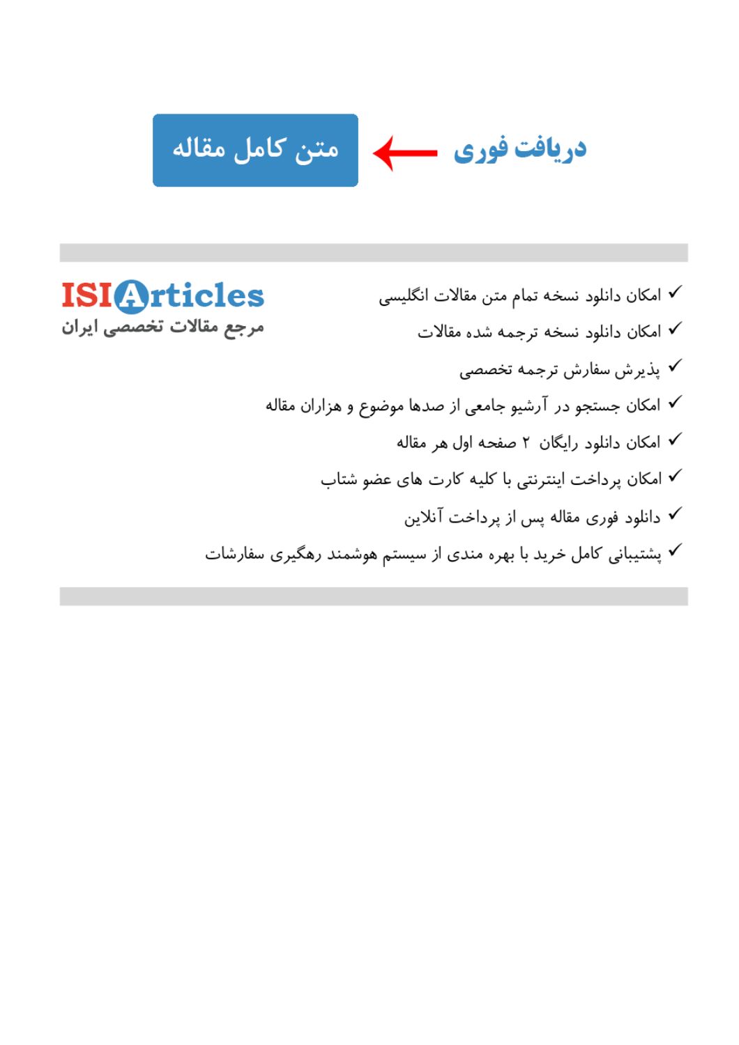دریافت فوری ← **متن کامل مقاله**

**ISIArticles**
مرجع مقالات تخصصی ایران

- ✓ امکان دانلود نسخه تمام متن مقالات انگلیسی
- ✓ امکان دانلود نسخه ترجمه شده مقالات
- ✓ پذیرش سفارش ترجمه تخصصی
- ✓ امکان جستجو در آرشیو جامعی از صدها موضوع و هزاران مقاله
- ✓ امکان دانلود رایگان ۲ صفحه اول هر مقاله
- ✓ امکان پرداخت اینترنتی با کلیه کارت های عضو شتاب
- ✓ دانلود فوری مقاله پس از پرداخت آنلاین
- ✓ پشتیبانی کامل خرید با بهره مندی از سیستم هوشمند رهگیری سفارشات